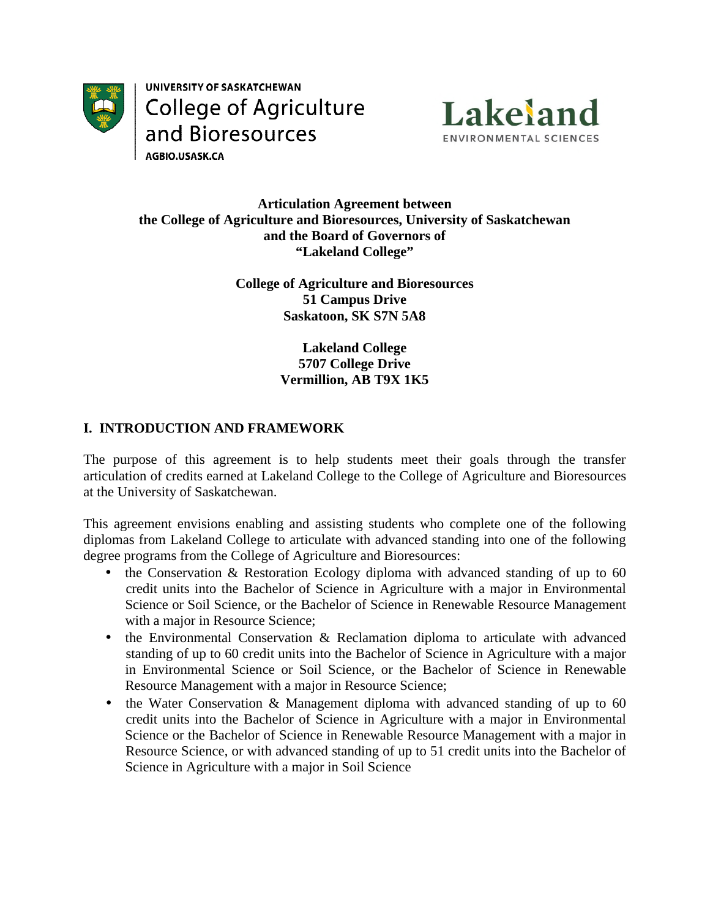UNIVERSITY OF SASKATCHEWAN
College of Agriculture and Bioresources
AGBIO.USASK.CA

Lakeland
ENVIRONMENTAL SCIENCES

**Articulation Agreement between**
**the College of Agriculture and Bioresources, University of Saskatchewan**
**and the Board of Governors of**
**"Lakeland College"**

**College of Agriculture and Bioresources**
**51 Campus Drive**
**Saskatoon, SK S7N 5A8**

**Lakeland College**
**5707 College Drive**
**Vermillion, AB T9X 1K5**

## I. INTRODUCTION AND FRAMEWORK

The purpose of this agreement is to help students meet their goals through the transfer articulation of credits earned at Lakeland College to the College of Agriculture and Bioresources at the University of Saskatchewan.

This agreement envisions enabling and assisting students who complete one of the following diplomas from Lakeland College to articulate with advanced standing into one of the following degree programs from the College of Agriculture and Bioresources:

- the Conservation & Restoration Ecology diploma with advanced standing of up to 60 credit units into the Bachelor of Science in Agriculture with a major in Environmental Science or Soil Science, or the Bachelor of Science in Renewable Resource Management with a major in Resource Science;
- the Environmental Conservation & Reclamation diploma to articulate with advanced standing of up to 60 credit units into the Bachelor of Science in Agriculture with a major in Environmental Science or Soil Science, or the Bachelor of Science in Renewable Resource Management with a major in Resource Science;
- the Water Conservation & Management diploma with advanced standing of up to 60 credit units into the Bachelor of Science in Agriculture with a major in Environmental Science or the Bachelor of Science in Renewable Resource Management with a major in Resource Science, or with advanced standing of up to 51 credit units into the Bachelor of Science in Agriculture with a major in Soil Science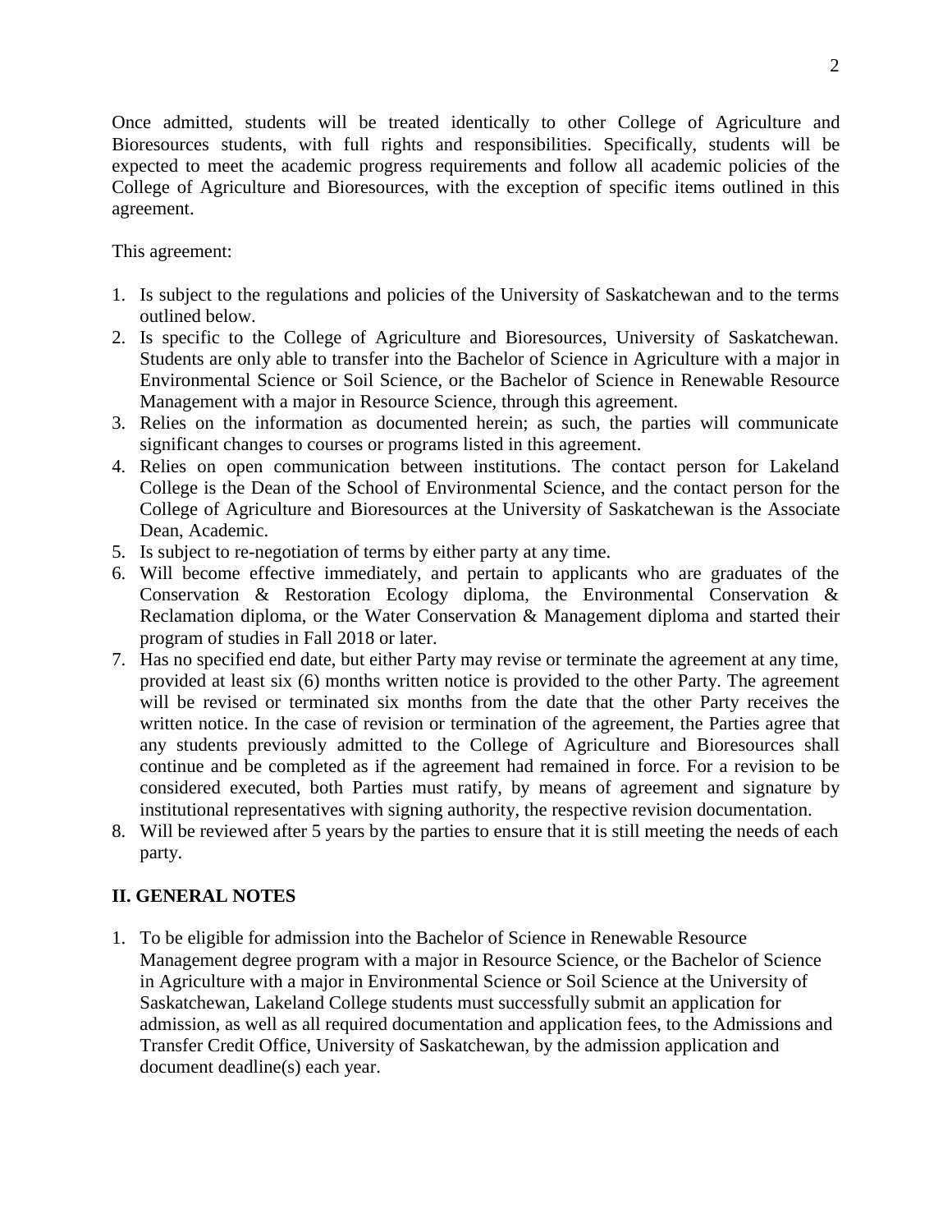Once admitted, students will be treated identically to other College of Agriculture and Bioresources students, with full rights and responsibilities. Specifically, students will be expected to meet the academic progress requirements and follow all academic policies of the College of Agriculture and Bioresources, with the exception of specific items outlined in this agreement.

This agreement:

1. Is subject to the regulations and policies of the University of Saskatchewan and to the terms outlined below.
2. Is specific to the College of Agriculture and Bioresources, University of Saskatchewan. Students are only able to transfer into the Bachelor of Science in Agriculture with a major in Environmental Science or Soil Science, or the Bachelor of Science in Renewable Resource Management with a major in Resource Science, through this agreement.
3. Relies on the information as documented herein; as such, the parties will communicate significant changes to courses or programs listed in this agreement.
4. Relies on open communication between institutions. The contact person for Lakeland College is the Dean of the School of Environmental Science, and the contact person for the College of Agriculture and Bioresources at the University of Saskatchewan is the Associate Dean, Academic.
5. Is subject to re-negotiation of terms by either party at any time.
6. Will become effective immediately, and pertain to applicants who are graduates of the Conservation & Restoration Ecology diploma, the Environmental Conservation & Reclamation diploma, or the Water Conservation & Management diploma and started their program of studies in Fall 2018 or later.
7. Has no specified end date, but either Party may revise or terminate the agreement at any time, provided at least six (6) months written notice is provided to the other Party. The agreement will be revised or terminated six months from the date that the other Party receives the written notice. In the case of revision or termination of the agreement, the Parties agree that any students previously admitted to the College of Agriculture and Bioresources shall continue and be completed as if the agreement had remained in force. For a revision to be considered executed, both Parties must ratify, by means of agreement and signature by institutional representatives with signing authority, the respective revision documentation.
8. Will be reviewed after 5 years by the parties to ensure that it is still meeting the needs of each party.

## II. GENERAL NOTES

1. To be eligible for admission into the Bachelor of Science in Renewable Resource Management degree program with a major in Resource Science, or the Bachelor of Science in Agriculture with a major in Environmental Science or Soil Science at the University of Saskatchewan, Lakeland College students must successfully submit an application for admission, as well as all required documentation and application fees, to the Admissions and Transfer Credit Office, University of Saskatchewan, by the admission application and document deadline(s) each year.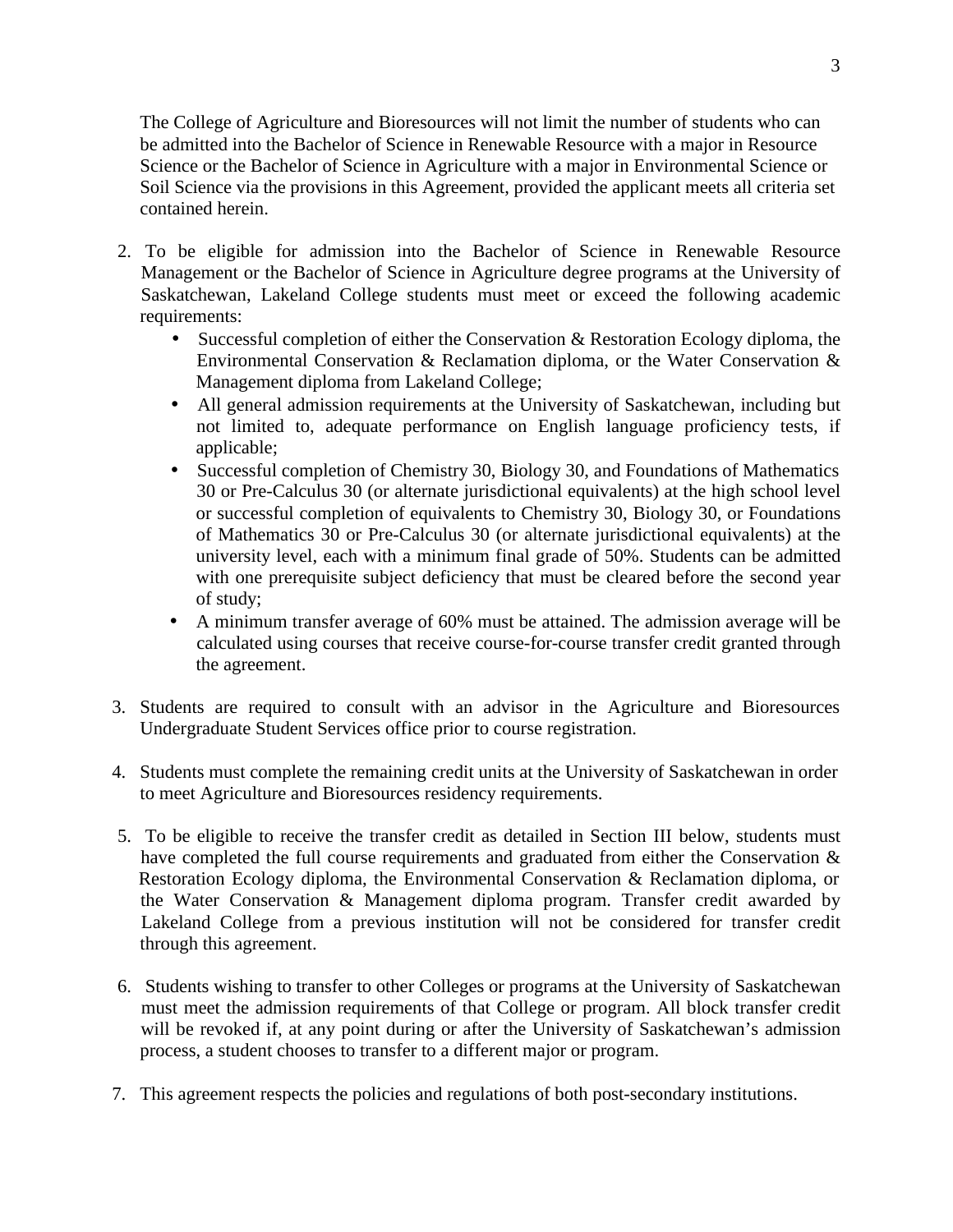The College of Agriculture and Bioresources will not limit the number of students who can be admitted into the Bachelor of Science in Renewable Resource with a major in Resource Science or the Bachelor of Science in Agriculture with a major in Environmental Science or Soil Science via the provisions in this Agreement, provided the applicant meets all criteria set contained herein.

2. To be eligible for admission into the Bachelor of Science in Renewable Resource Management or the Bachelor of Science in Agriculture degree programs at the University of Saskatchewan, Lakeland College students must meet or exceed the following academic requirements:
   - Successful completion of either the Conservation & Restoration Ecology diploma, the Environmental Conservation & Reclamation diploma, or the Water Conservation & Management diploma from Lakeland College;
   - All general admission requirements at the University of Saskatchewan, including but not limited to, adequate performance on English language proficiency tests, if applicable;
   - Successful completion of Chemistry 30, Biology 30, and Foundations of Mathematics 30 or Pre-Calculus 30 (or alternate jurisdictional equivalents) at the high school level or successful completion of equivalents to Chemistry 30, Biology 30, or Foundations of Mathematics 30 or Pre-Calculus 30 (or alternate jurisdictional equivalents) at the university level, each with a minimum final grade of 50%. Students can be admitted with one prerequisite subject deficiency that must be cleared before the second year of study;
   - A minimum transfer average of 60% must be attained. The admission average will be calculated using courses that receive course-for-course transfer credit granted through the agreement.

3. Students are required to consult with an advisor in the Agriculture and Bioresources Undergraduate Student Services office prior to course registration.

4. Students must complete the remaining credit units at the University of Saskatchewan in order to meet Agriculture and Bioresources residency requirements.

5. To be eligible to receive the transfer credit as detailed in Section III below, students must have completed the full course requirements and graduated from either the Conservation & Restoration Ecology diploma, the Environmental Conservation & Reclamation diploma, or the Water Conservation & Management diploma program. Transfer credit awarded by Lakeland College from a previous institution will not be considered for transfer credit through this agreement.

6. Students wishing to transfer to other Colleges or programs at the University of Saskatchewan must meet the admission requirements of that College or program. All block transfer credit will be revoked if, at any point during or after the University of Saskatchewan's admission process, a student chooses to transfer to a different major or program.

7. This agreement respects the policies and regulations of both post-secondary institutions.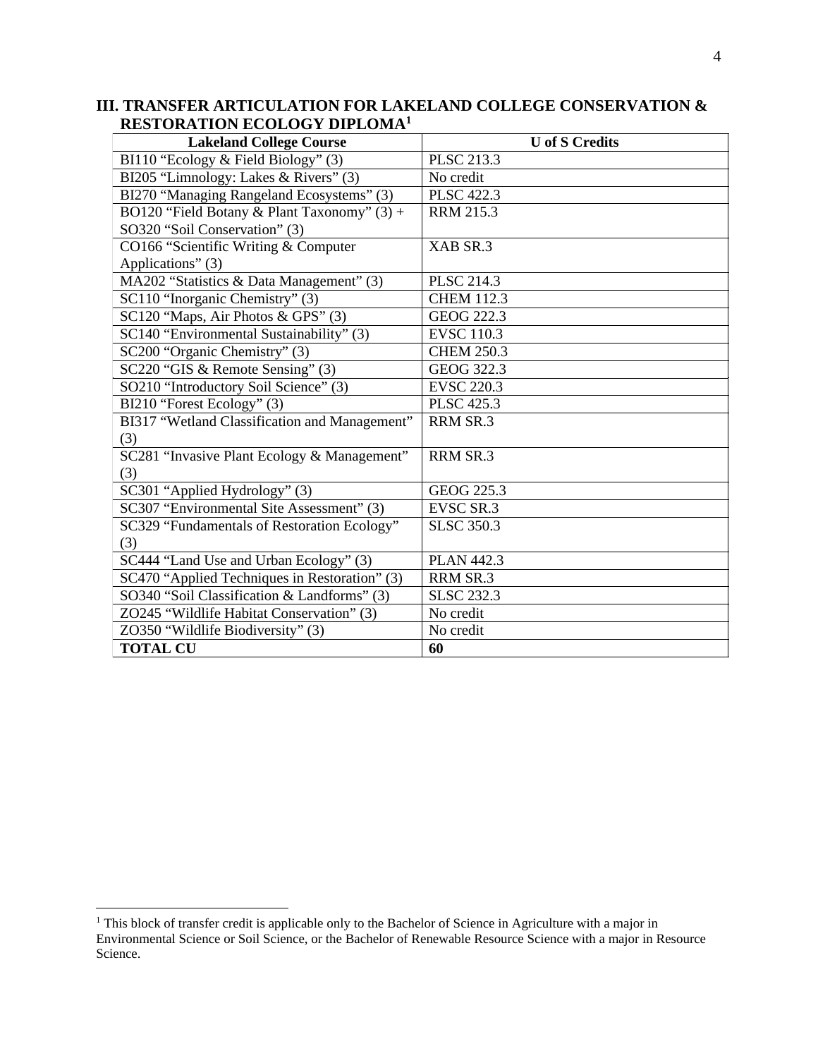## III. TRANSFER ARTICULATION FOR LAKELAND COLLEGE CONSERVATION & RESTORATION ECOLOGY DIPLOMA[1]

| Lakeland College Course | U of S Credits |
|---|---|
| BI110 "Ecology & Field Biology" (3) | PLSC 213.3 |
| BI205 "Limnology: Lakes & Rivers" (3) | No credit |
| BI270 "Managing Rangeland Ecosystems" (3) | PLSC 422.3 |
| BO120 "Field Botany & Plant Taxonomy" (3) + SO320 "Soil Conservation" (3) | RRM 215.3 |
| CO166 "Scientific Writing & Computer Applications" (3) | XAB SR.3 |
| MA202 "Statistics & Data Management" (3) | PLSC 214.3 |
| SC110 "Inorganic Chemistry" (3) | CHEM 112.3 |
| SC120 "Maps, Air Photos & GPS" (3) | GEOG 222.3 |
| SC140 "Environmental Sustainability" (3) | EVSC 110.3 |
| SC200 "Organic Chemistry" (3) | CHEM 250.3 |
| SC220 "GIS & Remote Sensing" (3) | GEOG 322.3 |
| SO210 "Introductory Soil Science" (3) | EVSC 220.3 |
| BI210 "Forest Ecology" (3) | PLSC 425.3 |
| BI317 "Wetland Classification and Management" (3) | RRM SR.3 |
| SC281 "Invasive Plant Ecology & Management" (3) | RRM SR.3 |
| SC301 "Applied Hydrology" (3) | GEOG 225.3 |
| SC307 "Environmental Site Assessment" (3) | EVSC SR.3 |
| SC329 "Fundamentals of Restoration Ecology" (3) | SLSC 350.3 |
| SC444 "Land Use and Urban Ecology" (3) | PLAN 442.3 |
| SC470 "Applied Techniques in Restoration" (3) | RRM SR.3 |
| SO340 "Soil Classification & Landforms" (3) | SLSC 232.3 |
| ZO245 "Wildlife Habitat Conservation" (3) | No credit |
| ZO350 "Wildlife Biodiversity" (3) | No credit |
| **TOTAL CU** | **60** |

[1] This block of transfer credit is applicable only to the Bachelor of Science in Agriculture with a major in Environmental Science or Soil Science, or the Bachelor of Renewable Resource Science with a major in Resource Science.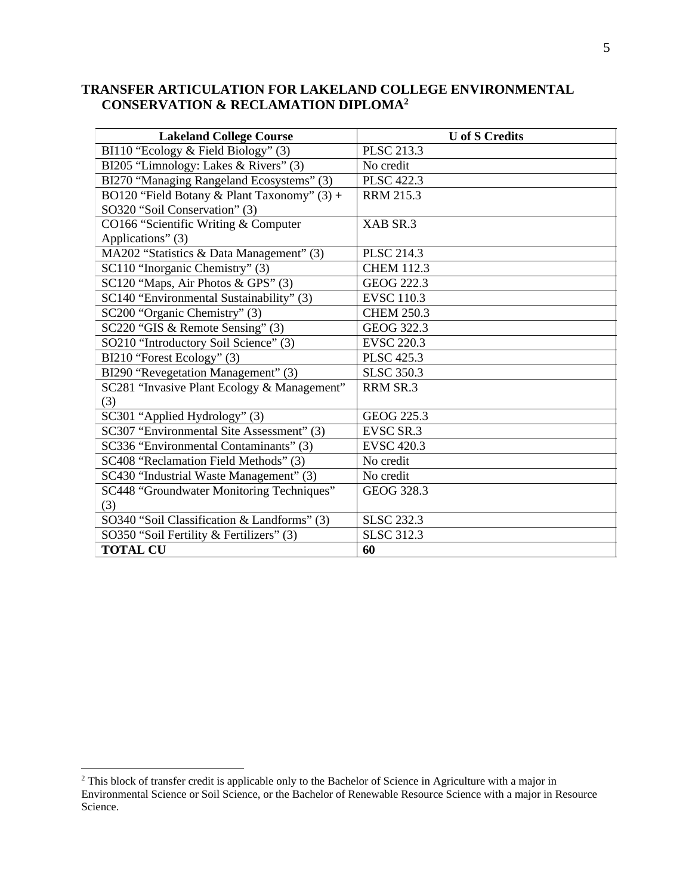## TRANSFER ARTICULATION FOR LAKELAND COLLEGE ENVIRONMENTAL CONSERVATION & RECLAMATION DIPLOMA[2]

| Lakeland College Course | U of S Credits |
|---|---|
| BI110 "Ecology & Field Biology" (3) | PLSC 213.3 |
| BI205 "Limnology: Lakes & Rivers" (3) | No credit |
| BI270 "Managing Rangeland Ecosystems" (3) | PLSC 422.3 |
| BO120 "Field Botany & Plant Taxonomy" (3) + SO320 "Soil Conservation" (3) | RRM 215.3 |
| CO166 "Scientific Writing & Computer Applications" (3) | XAB SR.3 |
| MA202 "Statistics & Data Management" (3) | PLSC 214.3 |
| SC110 "Inorganic Chemistry" (3) | CHEM 112.3 |
| SC120 "Maps, Air Photos & GPS" (3) | GEOG 222.3 |
| SC140 "Environmental Sustainability" (3) | EVSC 110.3 |
| SC200 "Organic Chemistry" (3) | CHEM 250.3 |
| SC220 "GIS & Remote Sensing" (3) | GEOG 322.3 |
| SO210 "Introductory Soil Science" (3) | EVSC 220.3 |
| BI210 "Forest Ecology" (3) | PLSC 425.3 |
| BI290 "Revegetation Management" (3) | SLSC 350.3 |
| SC281 "Invasive Plant Ecology & Management" (3) | RRM SR.3 |
| SC301 "Applied Hydrology" (3) | GEOG 225.3 |
| SC307 "Environmental Site Assessment" (3) | EVSC SR.3 |
| SC336 "Environmental Contaminants" (3) | EVSC 420.3 |
| SC408 "Reclamation Field Methods" (3) | No credit |
| SC430 "Industrial Waste Management" (3) | No credit |
| SC448 "Groundwater Monitoring Techniques" (3) | GEOG 328.3 |
| SO340 "Soil Classification & Landforms" (3) | SLSC 232.3 |
| SO350 "Soil Fertility & Fertilizers" (3) | SLSC 312.3 |
| **TOTAL CU** | **60** |

[2] This block of transfer credit is applicable only to the Bachelor of Science in Agriculture with a major in Environmental Science or Soil Science, or the Bachelor of Renewable Resource Science with a major in Resource Science.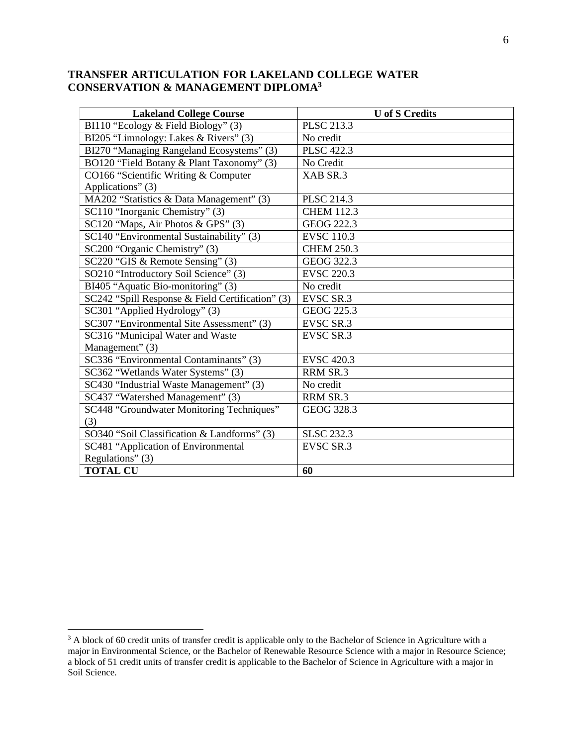## TRANSFER ARTICULATION FOR LAKELAND COLLEGE WATER CONSERVATION & MANAGEMENT DIPLOMA[3]

| Lakeland College Course | U of S Credits |
|---|---|
| BI110 "Ecology & Field Biology" (3) | PLSC 213.3 |
| BI205 "Limnology: Lakes & Rivers" (3) | No credit |
| BI270 "Managing Rangeland Ecosystems" (3) | PLSC 422.3 |
| BO120 "Field Botany & Plant Taxonomy" (3) | No Credit |
| CO166 "Scientific Writing & Computer Applications" (3) | XAB SR.3 |
| MA202 "Statistics & Data Management" (3) | PLSC 214.3 |
| SC110 "Inorganic Chemistry" (3) | CHEM 112.3 |
| SC120 "Maps, Air Photos & GPS" (3) | GEOG 222.3 |
| SC140 "Environmental Sustainability" (3) | EVSC 110.3 |
| SC200 "Organic Chemistry" (3) | CHEM 250.3 |
| SC220 "GIS & Remote Sensing" (3) | GEOG 322.3 |
| SO210 "Introductory Soil Science" (3) | EVSC 220.3 |
| BI405 "Aquatic Bio-monitoring" (3) | No credit |
| SC242 "Spill Response & Field Certification" (3) | EVSC SR.3 |
| SC301 "Applied Hydrology" (3) | GEOG 225.3 |
| SC307 "Environmental Site Assessment" (3) | EVSC SR.3 |
| SC316 "Municipal Water and Waste Management" (3) | EVSC SR.3 |
| SC336 "Environmental Contaminants" (3) | EVSC 420.3 |
| SC362 "Wetlands Water Systems" (3) | RRM SR.3 |
| SC430 "Industrial Waste Management" (3) | No credit |
| SC437 "Watershed Management" (3) | RRM SR.3 |
| SC448 "Groundwater Monitoring Techniques" (3) | GEOG 328.3 |
| SO340 "Soil Classification & Landforms" (3) | SLSC 232.3 |
| SC481 "Application of Environmental Regulations" (3) | EVSC SR.3 |
| **TOTAL CU** | **60** |

[3] A block of 60 credit units of transfer credit is applicable only to the Bachelor of Science in Agriculture with a major in Environmental Science, or the Bachelor of Renewable Resource Science with a major in Resource Science; a block of 51 credit units of transfer credit is applicable to the Bachelor of Science in Agriculture with a major in Soil Science.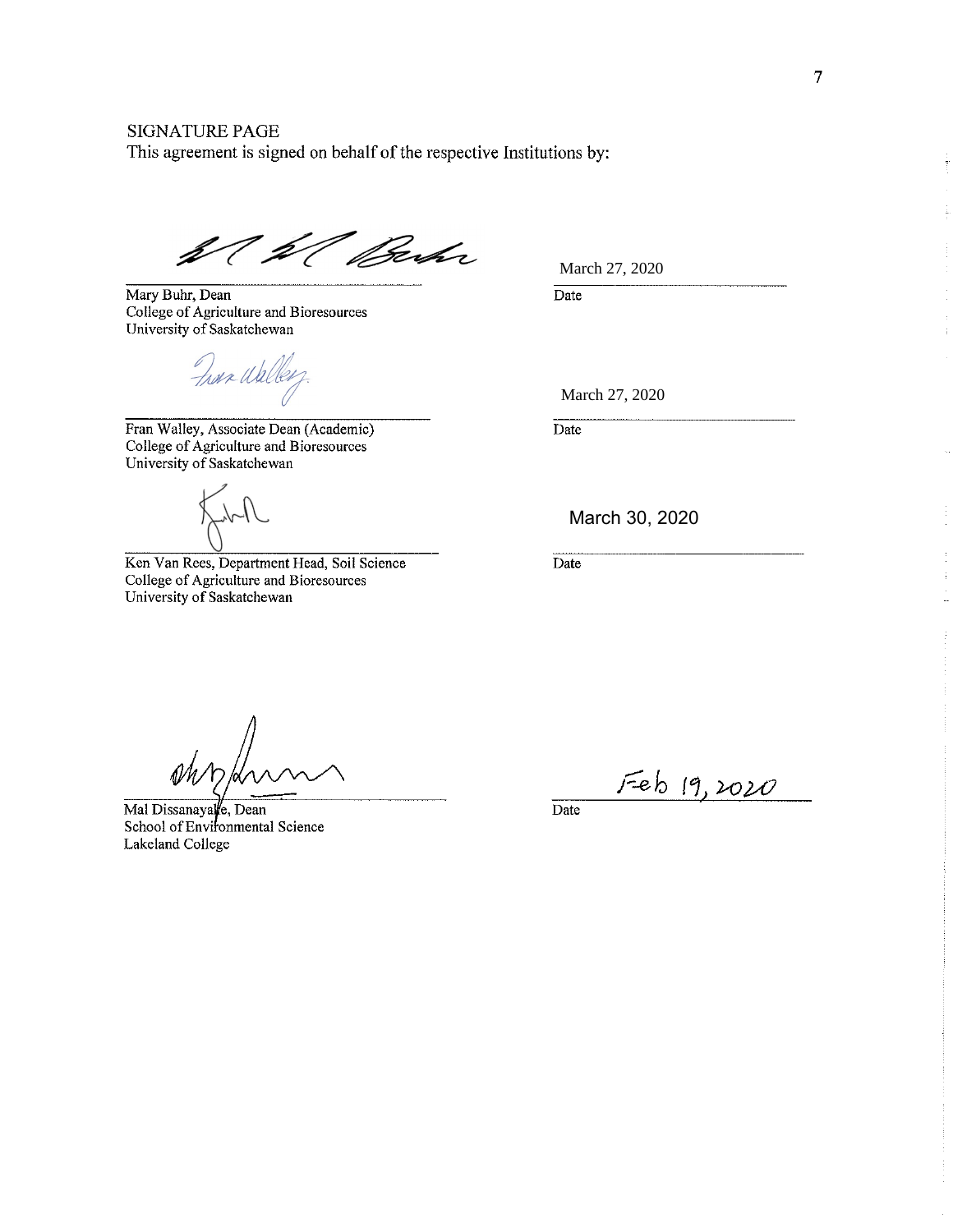SIGNATURE PAGE

This agreement is signed on behalf of the respective Institutions by:

| | |
|---|---|
| Mary Buhr, Dean<br>College of Agriculture and Bioresources<br>University of Saskatchewan | March 27, 2020<br>Date |
| Fran Walley, Associate Dean (Academic)<br>College of Agriculture and Bioresources<br>University of Saskatchewan | March 27, 2020<br>Date |
| Ken Van Rees, Department Head, Soil Science<br>College of Agriculture and Bioresources<br>University of Saskatchewan | March 30, 2020<br>Date |
| Mal Dissanayake, Dean<br>School of Environmental Science<br>Lakeland College | Feb 19, 2020<br>Date |